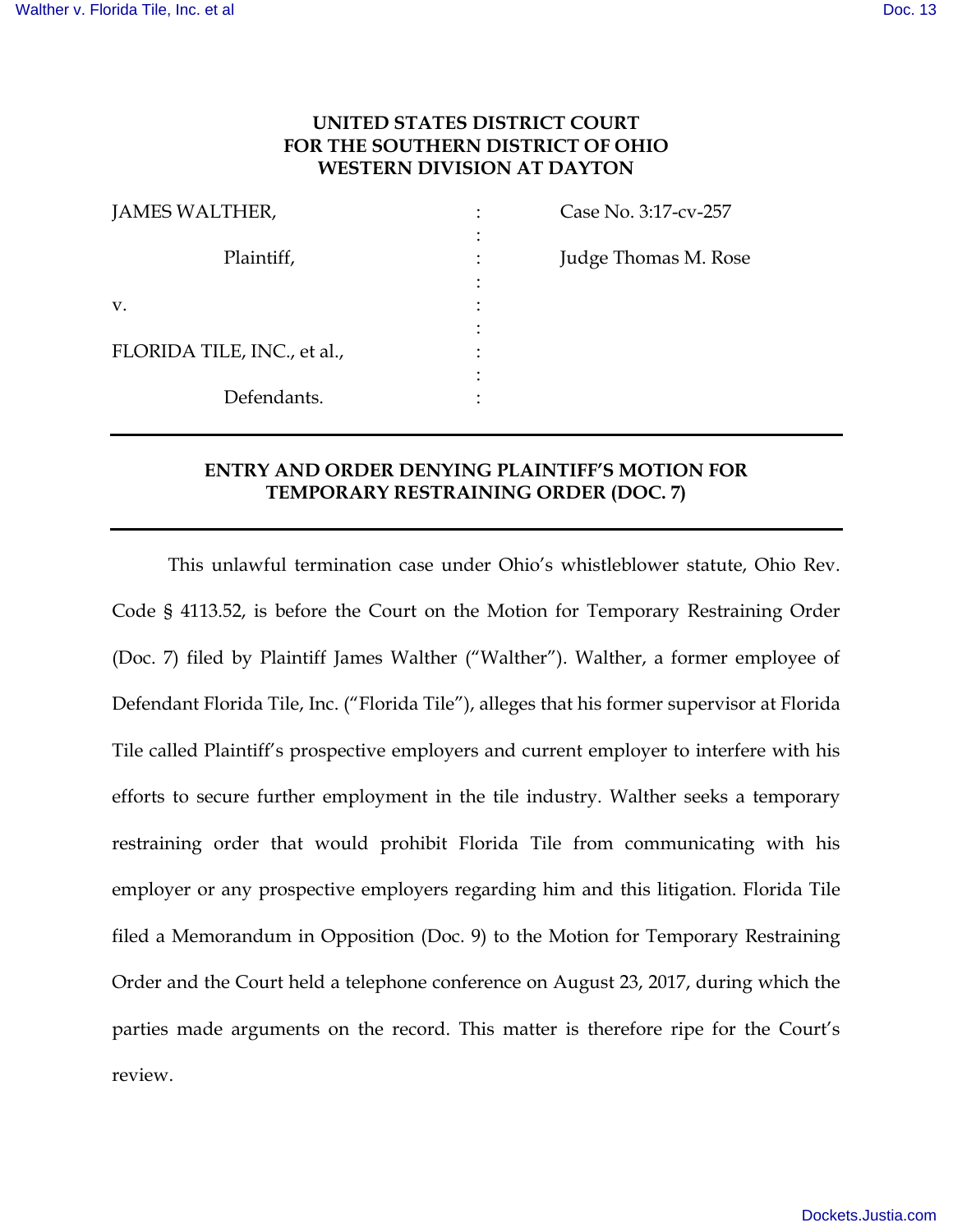**UNITED STATES DISTRICT COURT**
**FOR THE SOUTHERN DISTRICT OF OHIO**
**WESTERN DIVISION AT DAYTON**

| | | |
|---|---|---|
| JAMES WALTHER, | : | Case No. 3:17-cv-257 |
| Plaintiff, | : | Judge Thomas M. Rose |
| v. | : | |
| FLORIDA TILE, INC., et al., | : | |
| Defendants. | : | |

---

**ENTRY AND ORDER DENYING PLAINTIFF'S MOTION FOR TEMPORARY RESTRAINING ORDER (DOC. 7)**

---

This unlawful termination case under Ohio's whistleblower statute, Ohio Rev. Code § 4113.52, is before the Court on the Motion for Temporary Restraining Order (Doc. 7) filed by Plaintiff James Walther ("Walther"). Walther, a former employee of Defendant Florida Tile, Inc. ("Florida Tile"), alleges that his former supervisor at Florida Tile called Plaintiff's prospective employers and current employer to interfere with his efforts to secure further employment in the tile industry. Walther seeks a temporary restraining order that would prohibit Florida Tile from communicating with his employer or any prospective employers regarding him and this litigation. Florida Tile filed a Memorandum in Opposition (Doc. 9) to the Motion for Temporary Restraining Order and the Court held a telephone conference on August 23, 2017, during which the parties made arguments on the record. This matter is therefore ripe for the Court's review.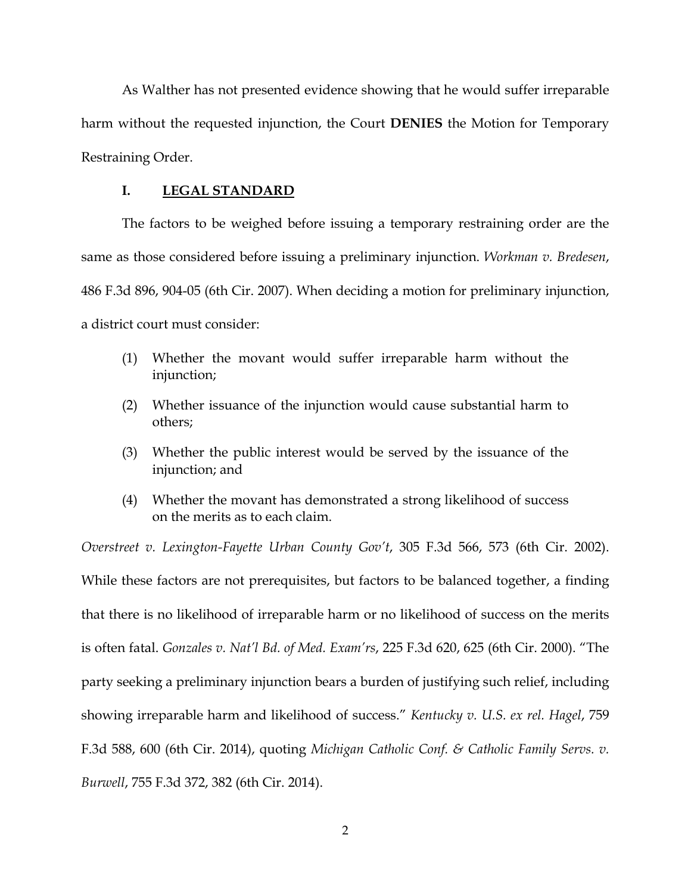As Walther has not presented evidence showing that he would suffer irreparable harm without the requested injunction, the Court **DENIES** the Motion for Temporary Restraining Order.

## I. LEGAL STANDARD

The factors to be weighed before issuing a temporary restraining order are the same as those considered before issuing a preliminary injunction. *Workman v. Bredesen*, 486 F.3d 896, 904-05 (6th Cir. 2007). When deciding a motion for preliminary injunction, a district court must consider:

> (1) Whether the movant would suffer irreparable harm without the injunction;
>
> (2) Whether issuance of the injunction would cause substantial harm to others;
>
> (3) Whether the public interest would be served by the issuance of the injunction; and
>
> (4) Whether the movant has demonstrated a strong likelihood of success on the merits as to each claim.

*Overstreet v. Lexington-Fayette Urban County Gov't*, 305 F.3d 566, 573 (6th Cir. 2002). While these factors are not prerequisites, but factors to be balanced together, a finding that there is no likelihood of irreparable harm or no likelihood of success on the merits is often fatal. *Gonzales v. Nat'l Bd. of Med. Exam'rs*, 225 F.3d 620, 625 (6th Cir. 2000). "The party seeking a preliminary injunction bears a burden of justifying such relief, including showing irreparable harm and likelihood of success." *Kentucky v. U.S. ex rel. Hagel*, 759 F.3d 588, 600 (6th Cir. 2014), quoting *Michigan Catholic Conf. & Catholic Family Servs. v. Burwell*, 755 F.3d 372, 382 (6th Cir. 2014).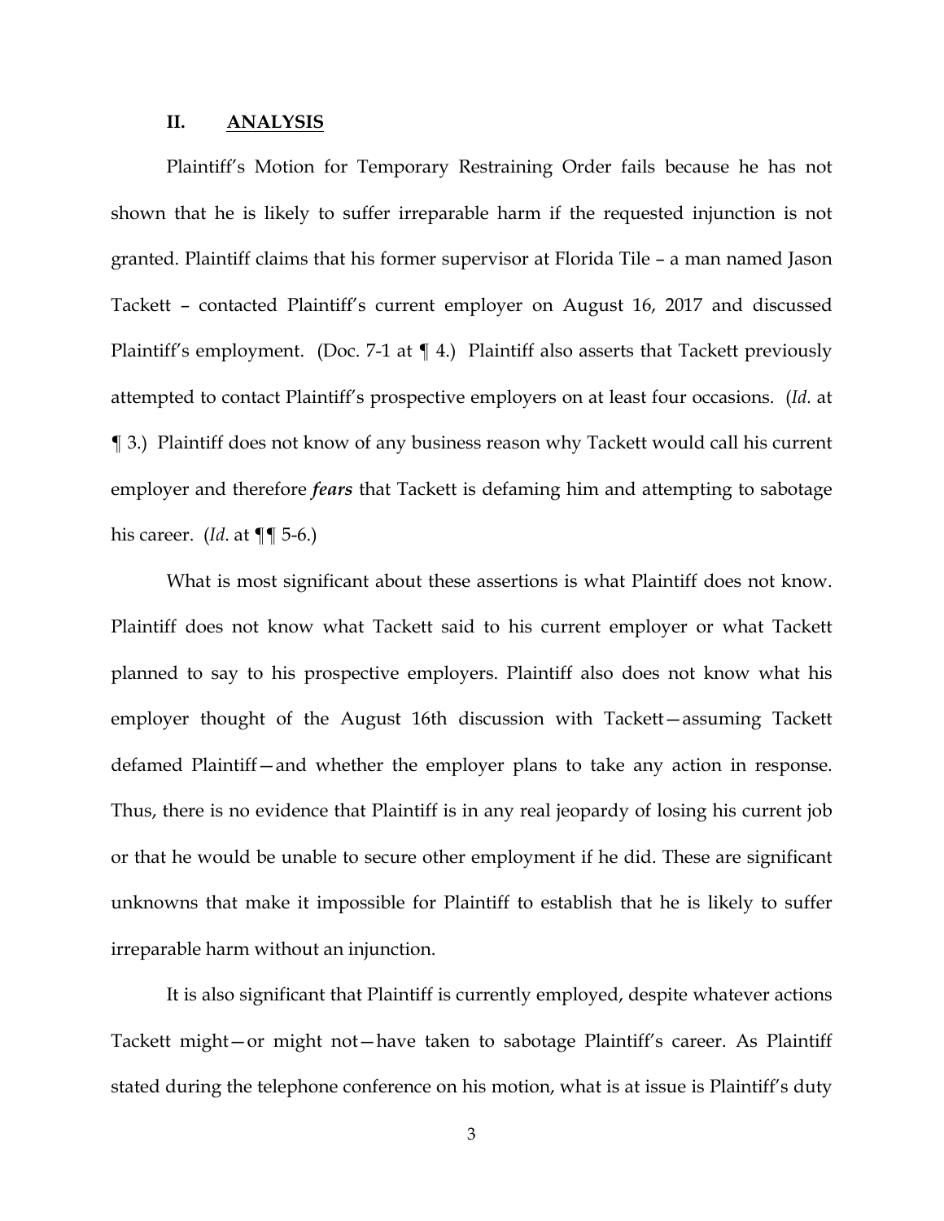## II. ANALYSIS

Plaintiff's Motion for Temporary Restraining Order fails because he has not shown that he is likely to suffer irreparable harm if the requested injunction is not granted. Plaintiff claims that his former supervisor at Florida Tile – a man named Jason Tackett – contacted Plaintiff's current employer on August 16, 2017 and discussed Plaintiff's employment. (Doc. 7-1 at ¶ 4.) Plaintiff also asserts that Tackett previously attempted to contact Plaintiff's prospective employers on at least four occasions. (*Id.* at ¶ 3.) Plaintiff does not know of any business reason why Tackett would call his current employer and therefore ***fears*** that Tackett is defaming him and attempting to sabotage his career. (*Id.* at ¶¶ 5-6.)

What is most significant about these assertions is what Plaintiff does not know. Plaintiff does not know what Tackett said to his current employer or what Tackett planned to say to his prospective employers. Plaintiff also does not know what his employer thought of the August 16th discussion with Tackett—assuming Tackett defamed Plaintiff—and whether the employer plans to take any action in response. Thus, there is no evidence that Plaintiff is in any real jeopardy of losing his current job or that he would be unable to secure other employment if he did. These are significant unknowns that make it impossible for Plaintiff to establish that he is likely to suffer irreparable harm without an injunction.

It is also significant that Plaintiff is currently employed, despite whatever actions Tackett might—or might not—have taken to sabotage Plaintiff's career. As Plaintiff stated during the telephone conference on his motion, what is at issue is Plaintiff's duty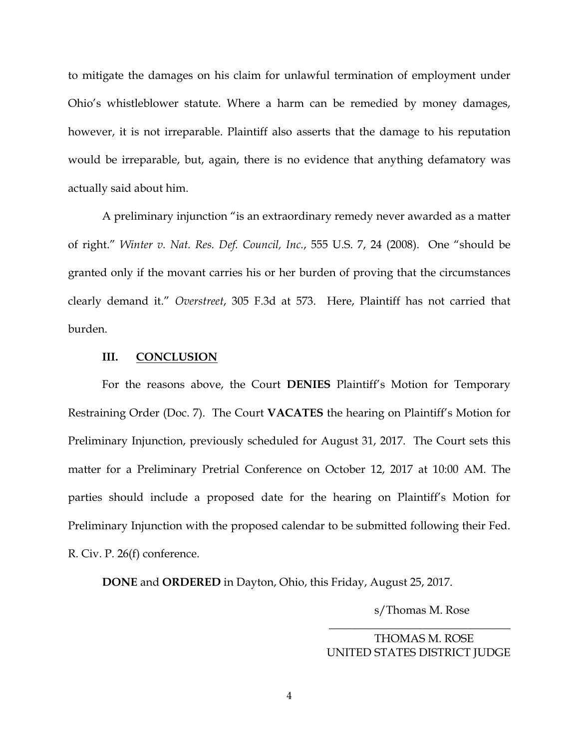to mitigate the damages on his claim for unlawful termination of employment under Ohio's whistleblower statute. Where a harm can be remedied by money damages, however, it is not irreparable. Plaintiff also asserts that the damage to his reputation would be irreparable, but, again, there is no evidence that anything defamatory was actually said about him.

A preliminary injunction "is an extraordinary remedy never awarded as a matter of right." *Winter v. Nat. Res. Def. Council, Inc.*, 555 U.S. 7, 24 (2008). One "should be granted only if the movant carries his or her burden of proving that the circumstances clearly demand it." *Overstreet*, 305 F.3d at 573. Here, Plaintiff has not carried that burden.

## III. CONCLUSION

For the reasons above, the Court **DENIES** Plaintiff's Motion for Temporary Restraining Order (Doc. 7). The Court **VACATES** the hearing on Plaintiff's Motion for Preliminary Injunction, previously scheduled for August 31, 2017. The Court sets this matter for a Preliminary Pretrial Conference on October 12, 2017 at 10:00 AM. The parties should include a proposed date for the hearing on Plaintiff's Motion for Preliminary Injunction with the proposed calendar to be submitted following their Fed. R. Civ. P. 26(f) conference.

**DONE** and **ORDERED** in Dayton, Ohio, this Friday, August 25, 2017.

s/Thomas M. Rose

THOMAS M. ROSE
UNITED STATES DISTRICT JUDGE